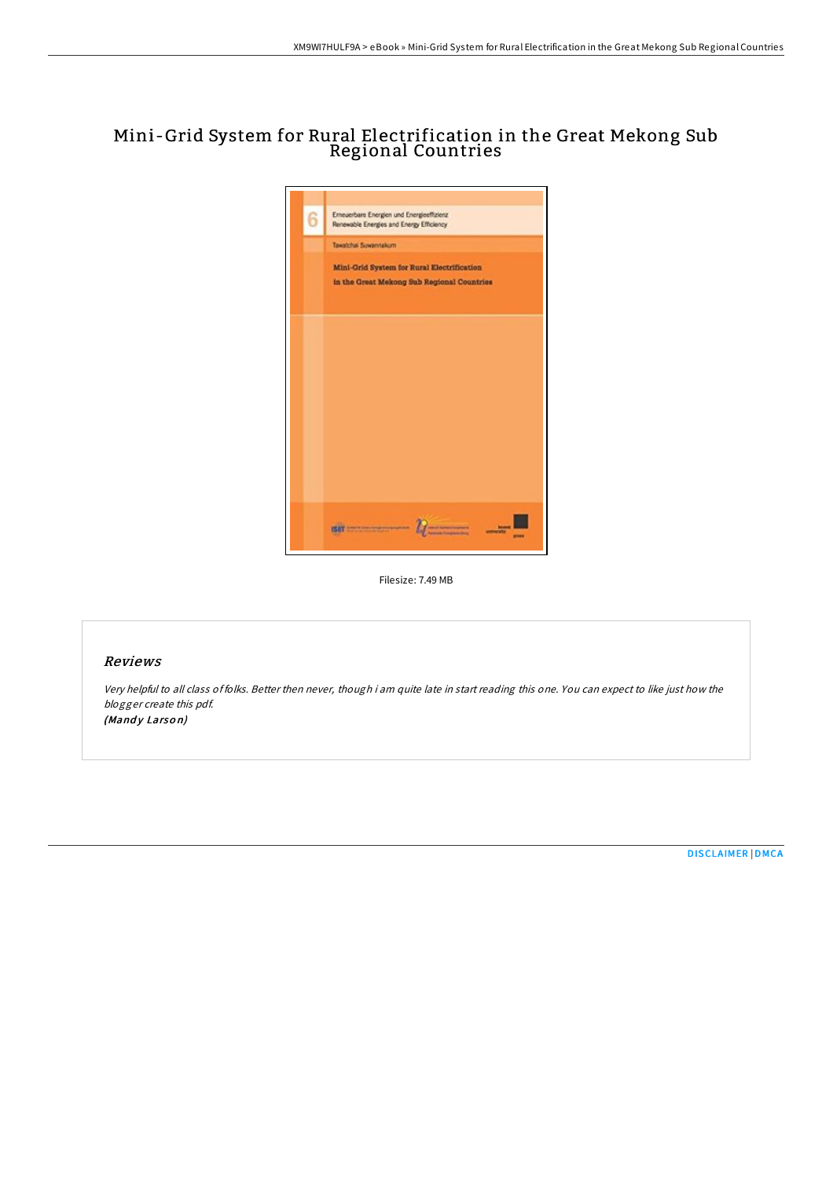# Mini-Grid System for Rural Electrification in the Great Mekong Sub Regional Countries

Filesize: 7.49 MB

## Reviews

*Very helpful to all class of folks. Better then never, though i am quite late in start reading this one. You can expect to like just how the blogger create this pdf.*
*(Mandy Larson)*

DISCLAIMER | DMCA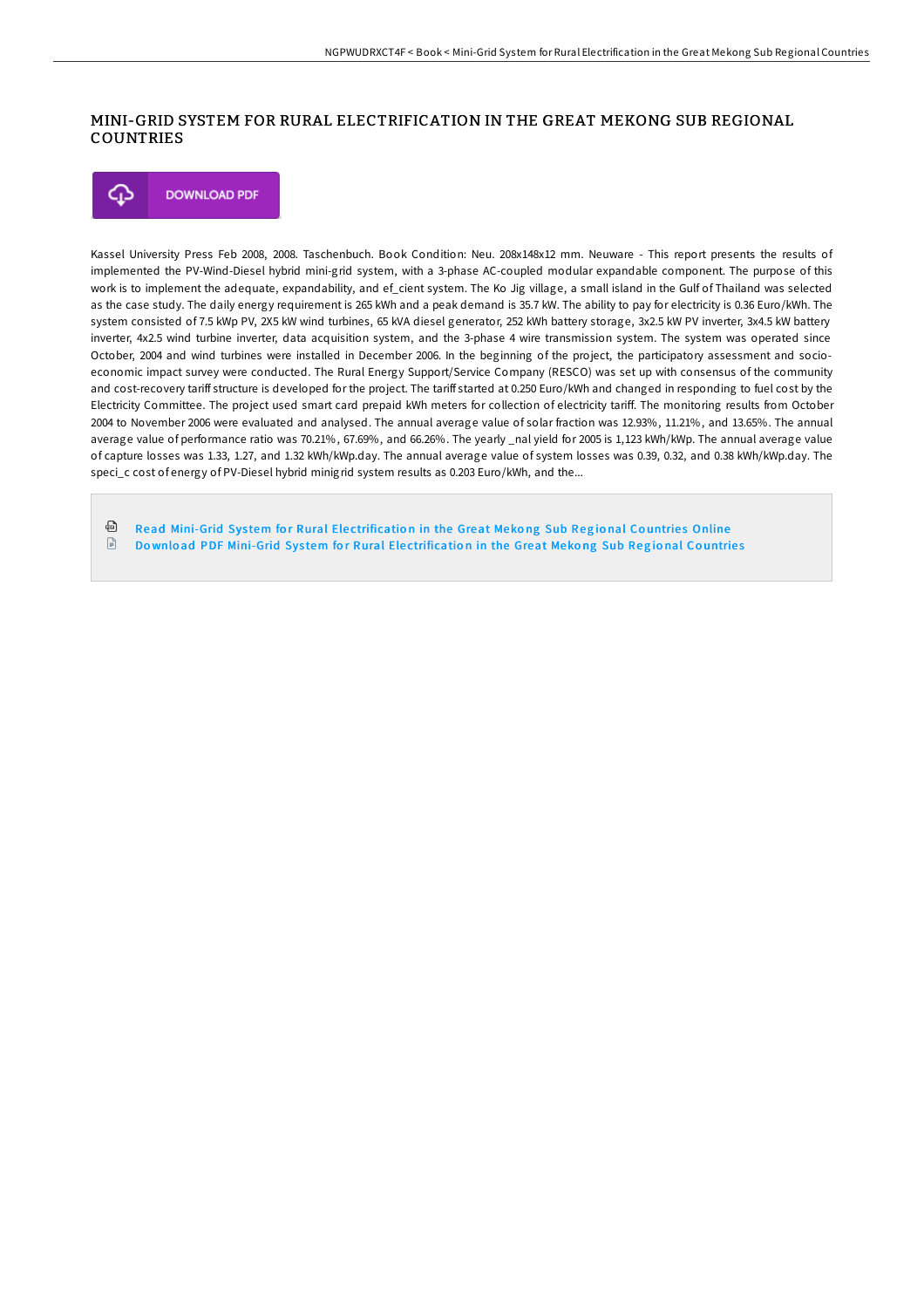# MINI-GRID SYSTEM FOR RURAL ELECTRIFICATION IN THE GREAT MEKONG SUB REGIONAL COUNTRIES

DOWNLOAD PDF

Kassel University Press Feb 2008, 2008. Taschenbuch. Book Condition: Neu. 208x148x12 mm. Neuware - This report presents the results of implemented the PV-Wind-Diesel hybrid mini-grid system, with a 3-phase AC-coupled modular expandable component. The purpose of this work is to implement the adequate, expandability, and ef_cient system. The Ko Jig village, a small island in the Gulf of Thailand was selected as the case study. The daily energy requirement is 265 kWh and a peak demand is 35.7 kW. The ability to pay for electricity is 0.36 Euro/kWh. The system consisted of 7.5 kWp PV, 2X5 kW wind turbines, 65 kVA diesel generator, 252 kWh battery storage, 3x2.5 kW PV inverter, 3x4.5 kW battery inverter, 4x2.5 wind turbine inverter, data acquisition system, and the 3-phase 4 wire transmission system. The system was operated since October, 2004 and wind turbines were installed in December 2006. In the beginning of the project, the participatory assessment and socio-economic impact survey were conducted. The Rural Energy Support/Service Company (RESCO) was set up with consensus of the community and cost-recovery tariff structure is developed for the project. The tariff started at 0.250 Euro/kWh and changed in responding to fuel cost by the Electricity Committee. The project used smart card prepaid kWh meters for collection of electricity tariff. The monitoring results from October 2004 to November 2006 were evaluated and analysed. The annual average value of solar fraction was 12.93%, 11.21%, and 13.65%. The annual average value of performance ratio was 70.21%, 67.69%, and 66.26%. The yearly _nal yield for 2005 is 1,123 kWh/kWp. The annual average value of capture losses was 1.33, 1.27, and 1.32 kWh/kWp.day. The annual average value of system losses was 0.39, 0.32, and 0.38 kWh/kWp.day. The speci_c cost of energy of PV-Diesel hybrid minigrid system results as 0.203 Euro/kWh, and the...

Read Mini-Grid System for Rural Electrification in the Great Mekong Sub Regional Countries Online

Download PDF Mini-Grid System for Rural Electrification in the Great Mekong Sub Regional Countries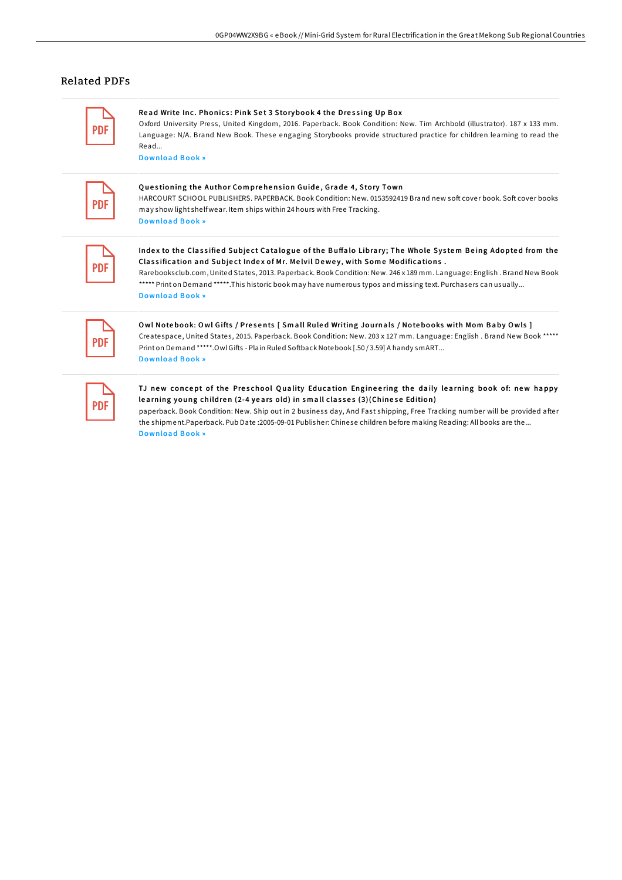## Related PDFs

**Read Write Inc. Phonics: Pink Set 3 Storybook 4 the Dressing Up Box**

Oxford University Press, United Kingdom, 2016. Paperback. Book Condition: New. Tim Archbold (illustrator). 187 x 133 mm. Language: N/A. Brand New Book. These engaging Storybooks provide structured practice for children learning to read the Read...

Download Book »

**Questioning the Author Comprehension Guide, Grade 4, Story Town**

HARCOURT SCHOOL PUBLISHERS. PAPERBACK. Book Condition: New. 0153592419 Brand new soft cover book. Soft cover books may show light shelf wear. Item ships within 24 hours with Free Tracking.

Download Book »

**Index to the Classified Subject Catalogue of the Buffalo Library; The Whole System Being Adopted from the Classification and Subject Index of Mr. Melvil Dewey, with Some Modifications .**

Rarebooksclub.com, United States, 2013. Paperback. Book Condition: New. 246 x 189 mm. Language: English . Brand New Book ***** Print on Demand *****.This historic book may have numerous typos and missing text. Purchasers can usually...

Download Book »

**Owl Notebook: Owl Gifts / Presents [ Small Ruled Writing Journals / Notebooks with Mom Baby Owls ]**

Createspace, United States, 2015. Paperback. Book Condition: New. 203 x 127 mm. Language: English . Brand New Book ***** Print on Demand *****.Owl Gifts - Plain Ruled Softback Notebook [.50 / 3.59] A handy smART...

Download Book »

**TJ new concept of the Preschool Quality Education Engineering the daily learning book of: new happy learning young children (2-4 years old) in small classes (3)(Chinese Edition)**

paperback. Book Condition: New. Ship out in 2 business day, And Fast shipping, Free Tracking number will be provided after the shipment.Paperback. Pub Date :2005-09-01 Publisher: Chinese children before making Reading: All books are the...

Download Book »